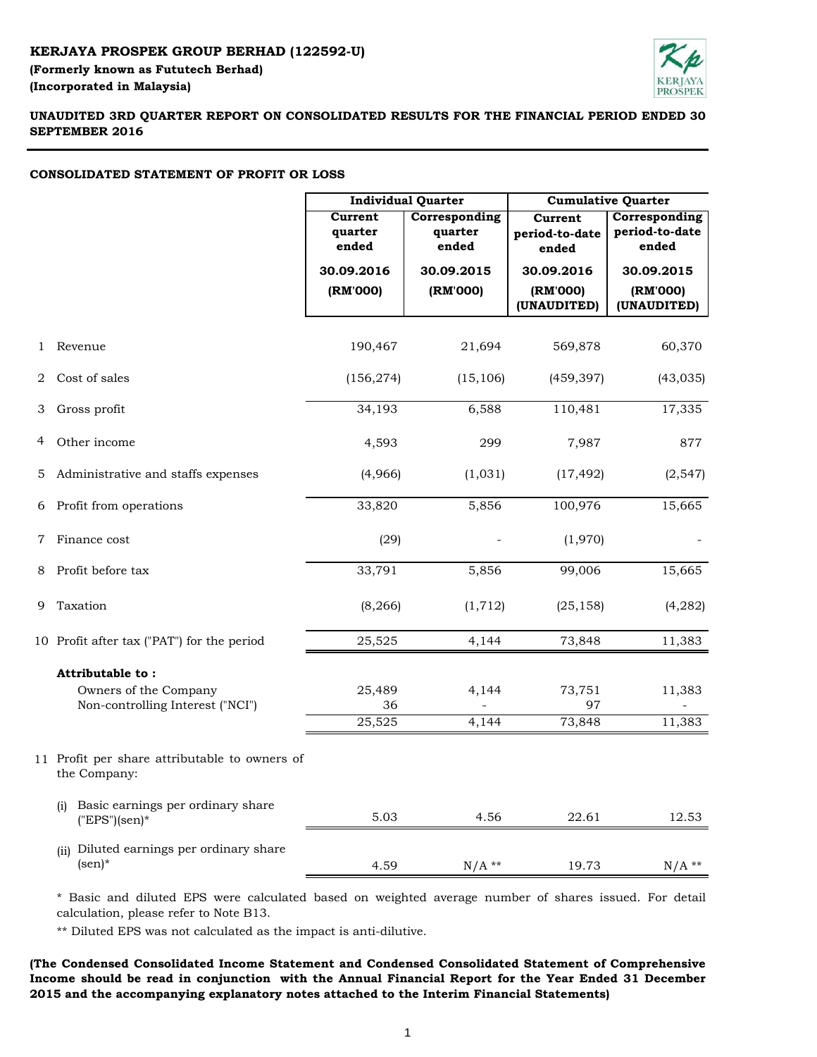**KERJAYA PROSPEK GROUP BERHAD (122592-U)**

**(Formerly known as Fututech Berhad)**

**(Incorporated in Malaysia)**

**UNAUDITED 3RD QUARTER REPORT ON CONSOLIDATED RESULTS FOR THE FINANCIAL PERIOD ENDED 30 SEPTEMBER 2016**

**CONSOLIDATED STATEMENT OF PROFIT OR LOSS**

| | | Individual Quarter | | Cumulative Quarter | |
|---|---|---|---|---|---|
| | | Current quarter ended | Corresponding quarter ended | Current period-to-date ended | Corresponding period-to-date ended |
| | | 30.09.2016 (RM'000) | 30.09.2015 (RM'000) | 30.09.2016 (RM'000) (UNAUDITED) | 30.09.2015 (RM'000) (UNAUDITED) |
| 1 | Revenue | 190,467 | 21,694 | 569,878 | 60,370 |
| 2 | Cost of sales | (156,274) | (15,106) | (459,397) | (43,035) |
| 3 | Gross profit | 34,193 | 6,588 | 110,481 | 17,335 |
| 4 | Other income | 4,593 | 299 | 7,987 | 877 |
| 5 | Administrative and staffs expenses | (4,966) | (1,031) | (17,492) | (2,547) |
| 6 | Profit from operations | 33,820 | 5,856 | 100,976 | 15,665 |
| 7 | Finance cost | (29) | - | (1,970) | - |
| 8 | Profit before tax | 33,791 | 5,856 | 99,006 | 15,665 |
| 9 | Taxation | (8,266) | (1,712) | (25,158) | (4,282) |
| 10 | Profit after tax ("PAT") for the period | 25,525 | 4,144 | 73,848 | 11,383 |
| | **Attributable to :** | | | | |
| | Owners of the Company | 25,489 | 4,144 | 73,751 | 11,383 |
| | Non-controlling Interest ("NCI") | 36 | - | 97 | - |
| | | 25,525 | 4,144 | 73,848 | 11,383 |
| 11 | Profit per share attributable to owners of the Company: | | | | |
| | (i) Basic earnings per ordinary share ("EPS")(sen)* | 5.03 | 4.56 | 22.61 | 12.53 |
| | (ii) Diluted earnings per ordinary share (sen)* | 4.59 | N/A ** | 19.73 | N/A ** |

\* Basic and diluted EPS were calculated based on weighted average number of shares issued. For detail calculation, please refer to Note B13.

\** Diluted EPS was not calculated as the impact is anti-dilutive.

**(The Condensed Consolidated Income Statement and Condensed Consolidated Statement of Comprehensive Income should be read in conjunction with the Annual Financial Report for the Year Ended 31 December 2015 and the accompanying explanatory notes attached to the Interim Financial Statements)**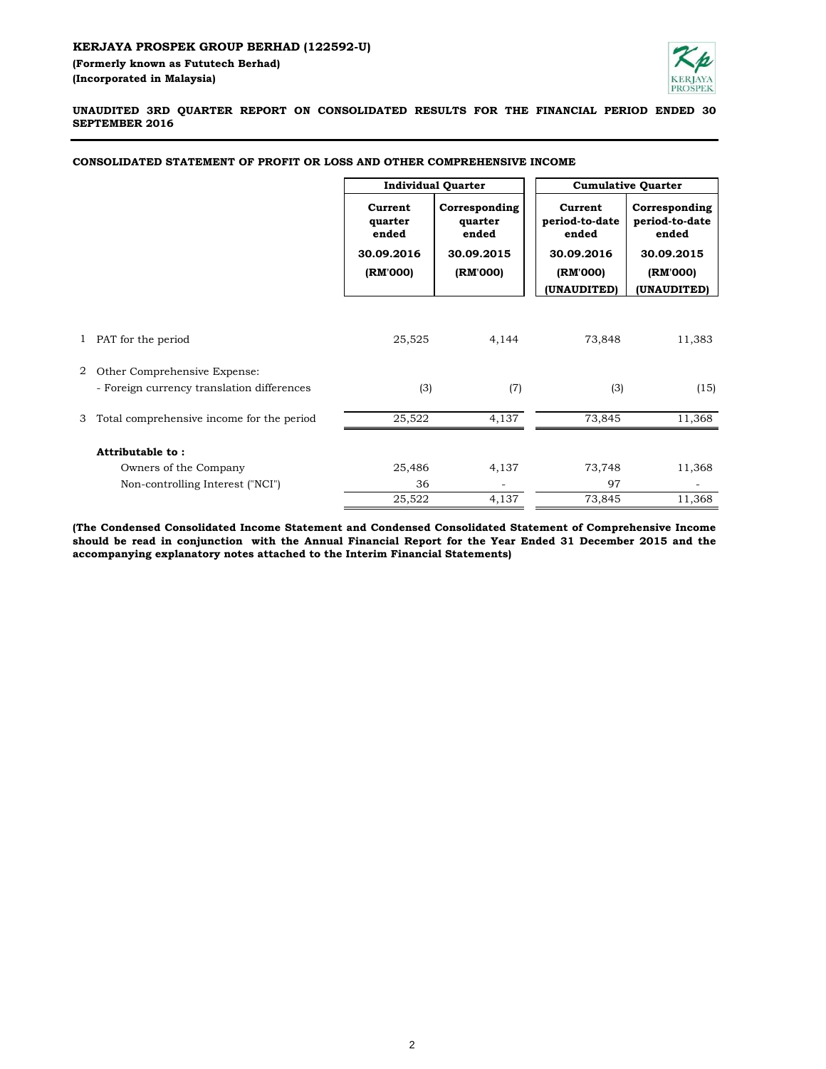**KERJAYA PROSPEK GROUP BERHAD (122592-U)**

**(Formerly known as Fututech Berhad)**

**(Incorporated in Malaysia)**

**UNAUDITED 3RD QUARTER REPORT ON CONSOLIDATED RESULTS FOR THE FINANCIAL PERIOD ENDED 30 SEPTEMBER 2016**

**CONSOLIDATED STATEMENT OF PROFIT OR LOSS AND OTHER COMPREHENSIVE INCOME**

| | | Individual Quarter | | Cumulative Quarter | |
|---|---|---|---|---|---|
| | | Current quarter ended | Corresponding quarter ended | Current period-to-date ended | Corresponding period-to-date ended |
| | | 30.09.2016 | 30.09.2015 | 30.09.2016 | 30.09.2015 |
| | | (RM'000) | (RM'000) | (RM'000) (UNAUDITED) | (RM'000) (UNAUDITED) |
| 1 | PAT for the period | 25,525 | 4,144 | 73,848 | 11,383 |
| 2 | Other Comprehensive Expense: | | | | |
| | - Foreign currency translation differences | (3) | (7) | (3) | (15) |
| 3 | Total comprehensive income for the period | 25,522 | 4,137 | 73,845 | 11,368 |
| | **Attributable to :** | | | | |
| | Owners of the Company | 25,486 | 4,137 | 73,748 | 11,368 |
| | Non-controlling Interest ("NCI") | 36 | - | 97 | - |
| | | 25,522 | 4,137 | 73,845 | 11,368 |

**(The Condensed Consolidated Income Statement and Condensed Consolidated Statement of Comprehensive Income should be read in conjunction with the Annual Financial Report for the Year Ended 31 December 2015 and the accompanying explanatory notes attached to the Interim Financial Statements)**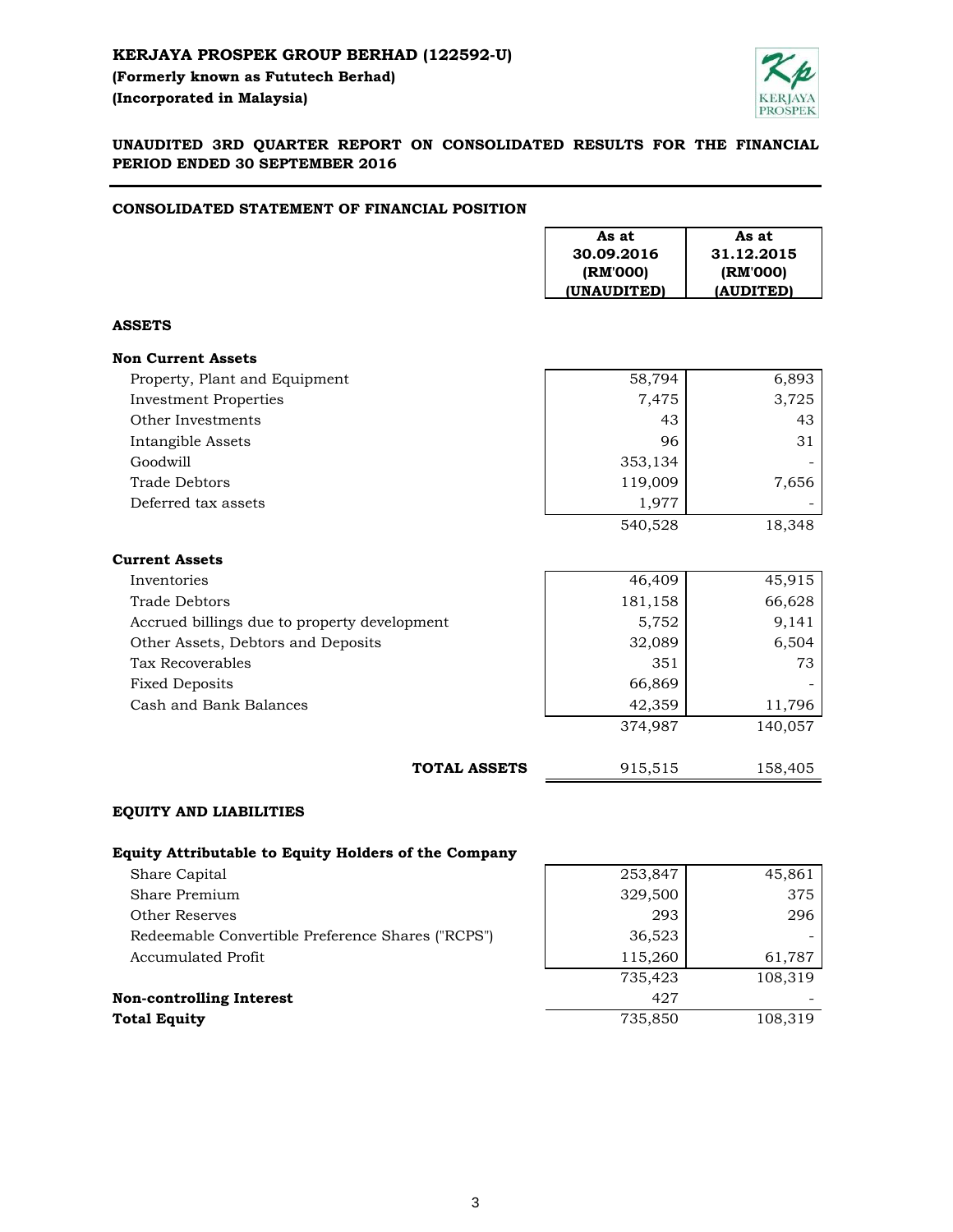**KERJAYA PROSPEK GROUP BERHAD (122592-U)**
**(Formerly known as Fututech Berhad)**
**(Incorporated in Malaysia)**

## UNAUDITED 3RD QUARTER REPORT ON CONSOLIDATED RESULTS FOR THE FINANCIAL PERIOD ENDED 30 SEPTEMBER 2016

### CONSOLIDATED STATEMENT OF FINANCIAL POSITION

| | As at 30.09.2016 (RM'000) (UNAUDITED) | As at 31.12.2015 (RM'000) (AUDITED) |
|---|---|---|
| **ASSETS** | | |
| **Non Current Assets** | | |
| Property, Plant and Equipment | 58,794 | 6,893 |
| Investment Properties | 7,475 | 3,725 |
| Other Investments | 43 | 43 |
| Intangible Assets | 96 | 31 |
| Goodwill | 353,134 | - |
| Trade Debtors | 119,009 | 7,656 |
| Deferred tax assets | 1,977 | - |
| | 540,528 | 18,348 |
| **Current Assets** | | |
| Inventories | 46,409 | 45,915 |
| Trade Debtors | 181,158 | 66,628 |
| Accrued billings due to property development | 5,752 | 9,141 |
| Other Assets, Debtors and Deposits | 32,089 | 6,504 |
| Tax Recoverables | 351 | 73 |
| Fixed Deposits | 66,869 | - |
| Cash and Bank Balances | 42,359 | 11,796 |
| | 374,987 | 140,057 |
| **TOTAL ASSETS** | 915,515 | 158,405 |
| **EQUITY AND LIABILITIES** | | |
| **Equity Attributable to Equity Holders of the Company** | | |
| Share Capital | 253,847 | 45,861 |
| Share Premium | 329,500 | 375 |
| Other Reserves | 293 | 296 |
| Redeemable Convertible Preference Shares ("RCPS") | 36,523 | - |
| Accumulated Profit | 115,260 | 61,787 |
| | 735,423 | 108,319 |
| **Non-controlling Interest** | 427 | - |
| **Total Equity** | 735,850 | 108,319 |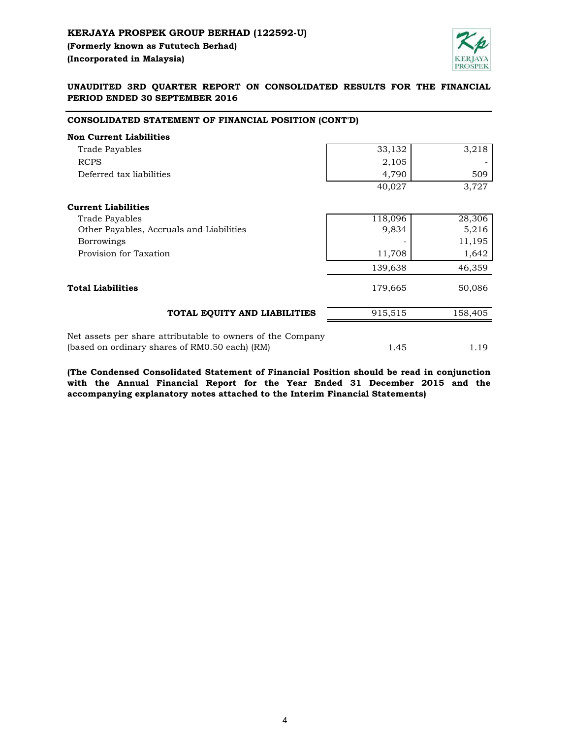**KERJAYA PROSPEK GROUP BERHAD (122592-U)**
**(Formerly known as Fututech Berhad)**
**(Incorporated in Malaysia)**

**UNAUDITED 3RD QUARTER REPORT ON CONSOLIDATED RESULTS FOR THE FINANCIAL PERIOD ENDED 30 SEPTEMBER 2016**

**CONSOLIDATED STATEMENT OF FINANCIAL POSITION (CONT'D)**

| | | |
|---|---|---|
| **Non Current Liabilities** | | |
| Trade Payables | 33,132 | 3,218 |
| RCPS | 2,105 | - |
| Deferred tax liabilities | 4,790 | 509 |
| | 40,027 | 3,727 |
| **Current Liabilities** | | |
| Trade Payables | 118,096 | 28,306 |
| Other Payables, Accruals and Liabilities | 9,834 | 5,216 |
| Borrowings | - | 11,195 |
| Provision for Taxation | 11,708 | 1,642 |
| | 139,638 | 46,359 |
| **Total Liabilities** | 179,665 | 50,086 |
| **TOTAL EQUITY AND LIABILITIES** | 915,515 | 158,405 |
| Net assets per share attributable to owners of the Company (based on ordinary shares of RM0.50 each) (RM) | 1.45 | 1.19 |

**(The Condensed Consolidated Statement of Financial Position should be read in conjunction with the Annual Financial Report for the Year Ended 31 December 2015 and the accompanying explanatory notes attached to the Interim Financial Statements)**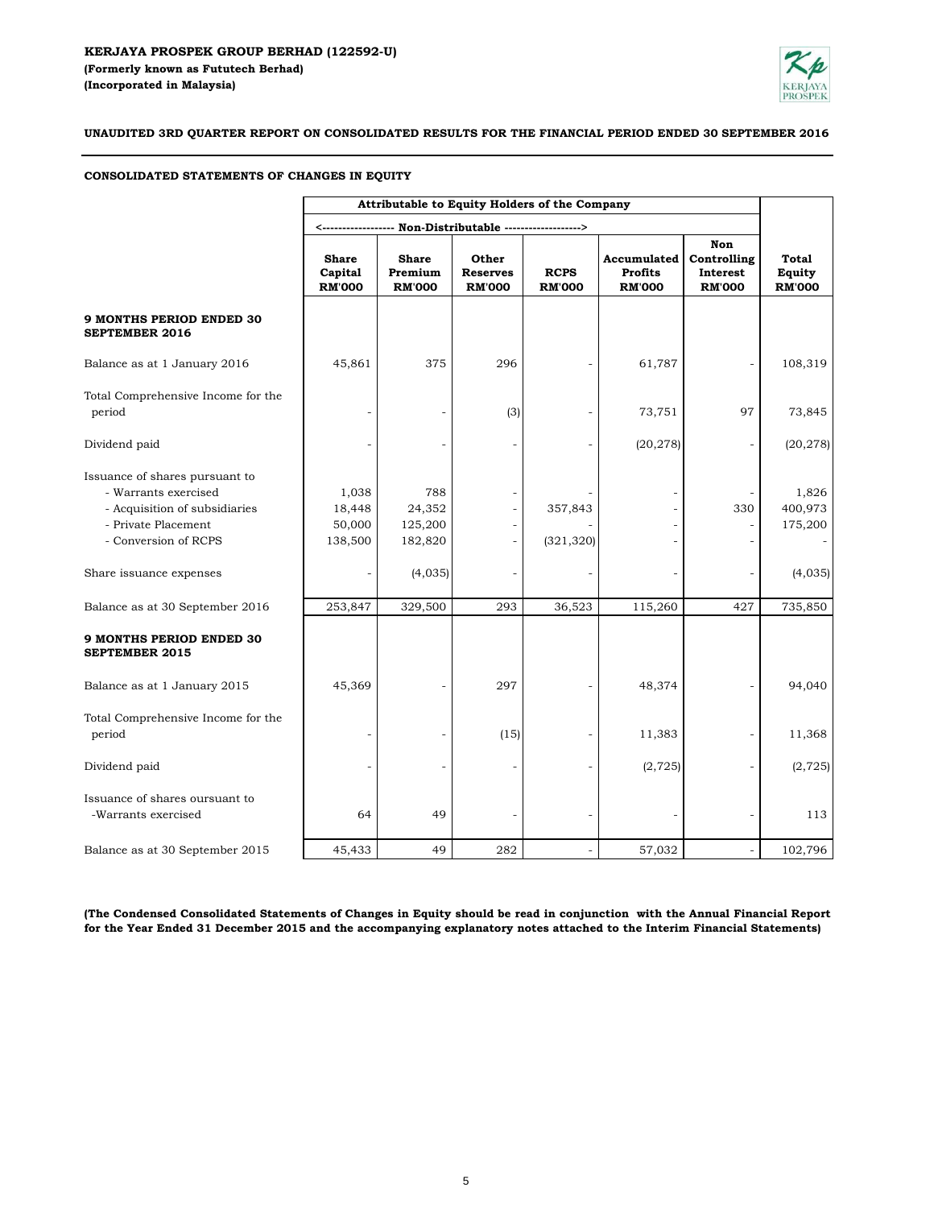**KERJAYA PROSPEK GROUP BERHAD (122592-U)**
**(Formerly known as Fututech Berhad)**
**(Incorporated in Malaysia)**

**UNAUDITED 3RD QUARTER REPORT ON CONSOLIDATED RESULTS FOR THE FINANCIAL PERIOD ENDED 30 SEPTEMBER 2016**

**CONSOLIDATED STATEMENTS OF CHANGES IN EQUITY**

| | Attributable to Equity Holders of the Company | | | | | | |
|---|---|---|---|---|---|---|---|
| | <------------------ Non-Distributable ------------------> | | | | | | |
| | **Share Capital RM'000** | **Share Premium RM'000** | **Other Reserves RM'000** | **RCPS RM'000** | **Accumulated Profits RM'000** | **Non Controlling Interest RM'000** | **Total Equity RM'000** |
| **9 MONTHS PERIOD ENDED 30 SEPTEMBER 2016** | | | | | | | |
| Balance as at 1 January 2016 | 45,861 | 375 | 296 | - | 61,787 | - | 108,319 |
| Total Comprehensive Income for the period | - | - | (3) | - | 73,751 | 97 | 73,845 |
| Dividend paid | - | - | - | - | (20,278) | - | (20,278) |
| Issuance of shares pursuant to | | | | | | | |
| - Warrants exercised | 1,038 | 788 | - | - | - | - | 1,826 |
| - Acquisition of subsidiaries | 18,448 | 24,352 | - | 357,843 | - | 330 | 400,973 |
| - Private Placement | 50,000 | 125,200 | - | - | - | - | 175,200 |
| - Conversion of RCPS | 138,500 | 182,820 | - | (321,320) | - | - | - |
| Share issuance expenses | - | (4,035) | - | - | - | - | (4,035) |
| Balance as at 30 September 2016 | 253,847 | 329,500 | 293 | 36,523 | 115,260 | 427 | 735,850 |
| **9 MONTHS PERIOD ENDED 30 SEPTEMBER 2015** | | | | | | | |
| Balance as at 1 January 2015 | 45,369 | - | 297 | - | 48,374 | - | 94,040 |
| Total Comprehensive Income for the period | - | - | (15) | - | 11,383 | - | 11,368 |
| Dividend paid | - | - | - | - | (2,725) | - | (2,725) |
| Issuance of shares oursuant to -Warrants exercised | 64 | 49 | - | - | - | - | 113 |
| Balance as at 30 September 2015 | 45,433 | 49 | 282 | - | 57,032 | - | 102,796 |

**(The Condensed Consolidated Statements of Changes in Equity should be read in conjunction with the Annual Financial Report for the Year Ended 31 December 2015 and the accompanying explanatory notes attached to the Interim Financial Statements)**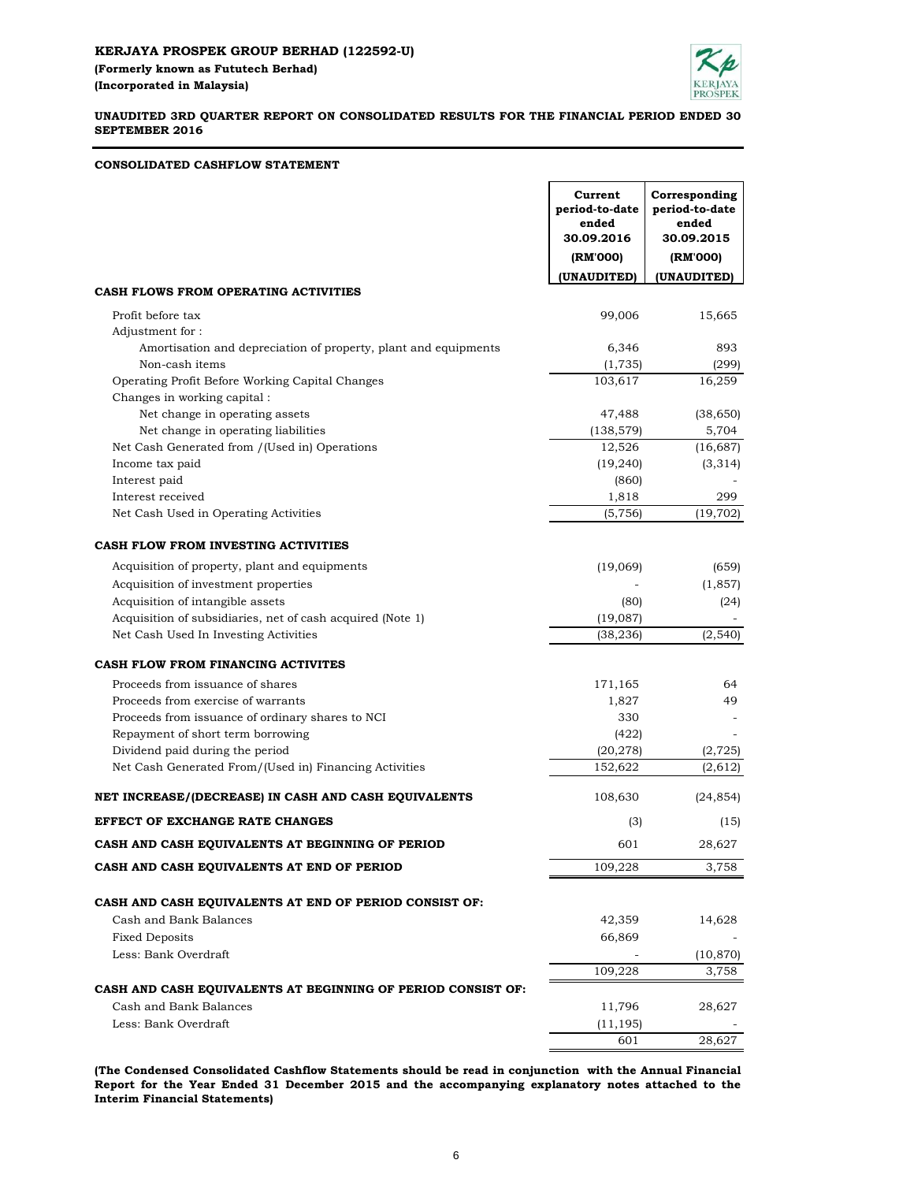**KERJAYA PROSPEK GROUP BERHAD (122592-U)**
**(Formerly known as Fututech Berhad)**
**(Incorporated in Malaysia)**

**UNAUDITED 3RD QUARTER REPORT ON CONSOLIDATED RESULTS FOR THE FINANCIAL PERIOD ENDED 30 SEPTEMBER 2016**

**CONSOLIDATED CASHFLOW STATEMENT**

| | Current period-to-date ended 30.09.2016 (RM'000) (UNAUDITED) | Corresponding period-to-date ended 30.09.2015 (RM'000) (UNAUDITED) |
|---|---|---|
| **CASH FLOWS FROM OPERATING ACTIVITIES** | | |
| Profit before tax | 99,006 | 15,665 |
| Adjustment for : | | |
| Amortisation and depreciation of property, plant and equipments | 6,346 | 893 |
| Non-cash items | (1,735) | (299) |
| Operating Profit Before Working Capital Changes | 103,617 | 16,259 |
| Changes in working capital : | | |
| Net change in operating assets | 47,488 | (38,650) |
| Net change in operating liabilities | (138,579) | 5,704 |
| Net Cash Generated from /(Used in) Operations | 12,526 | (16,687) |
| Income tax paid | (19,240) | (3,314) |
| Interest paid | (860) | - |
| Interest received | 1,818 | 299 |
| Net Cash Used in Operating Activities | (5,756) | (19,702) |
| **CASH FLOW FROM INVESTING ACTIVITIES** | | |
| Acquisition of property, plant and equipments | (19,069) | (659) |
| Acquisition of investment properties | - | (1,857) |
| Acquisition of intangible assets | (80) | (24) |
| Acquisition of subsidiaries, net of cash acquired (Note 1) | (19,087) | - |
| Net Cash Used In Investing Activities | (38,236) | (2,540) |
| **CASH FLOW FROM FINANCING ACTIVITES** | | |
| Proceeds from issuance of shares | 171,165 | 64 |
| Proceeds from exercise of warrants | 1,827 | 49 |
| Proceeds from issuance of ordinary shares to NCI | 330 | - |
| Repayment of short term borrowing | (422) | - |
| Dividend paid during the period | (20,278) | (2,725) |
| Net Cash Generated From/(Used in) Financing Activities | 152,622 | (2,612) |
| **NET INCREASE/(DECREASE) IN CASH AND CASH EQUIVALENTS** | 108,630 | (24,854) |
| **EFFECT OF EXCHANGE RATE CHANGES** | (3) | (15) |
| **CASH AND CASH EQUIVALENTS AT BEGINNING OF PERIOD** | 601 | 28,627 |
| **CASH AND CASH EQUIVALENTS AT END OF PERIOD** | 109,228 | 3,758 |
| **CASH AND CASH EQUIVALENTS AT END OF PERIOD CONSIST OF:** | | |
| Cash and Bank Balances | 42,359 | 14,628 |
| Fixed Deposits | 66,869 | - |
| Less: Bank Overdraft | - | (10,870) |
| | 109,228 | 3,758 |
| **CASH AND CASH EQUIVALENTS AT BEGINNING OF PERIOD CONSIST OF:** | | |
| Cash and Bank Balances | 11,796 | 28,627 |
| Less: Bank Overdraft | (11,195) | - |
| | 601 | 28,627 |

**(The Condensed Consolidated Cashflow Statements should be read in conjunction with the Annual Financial Report for the Year Ended 31 December 2015 and the accompanying explanatory notes attached to the Interim Financial Statements)**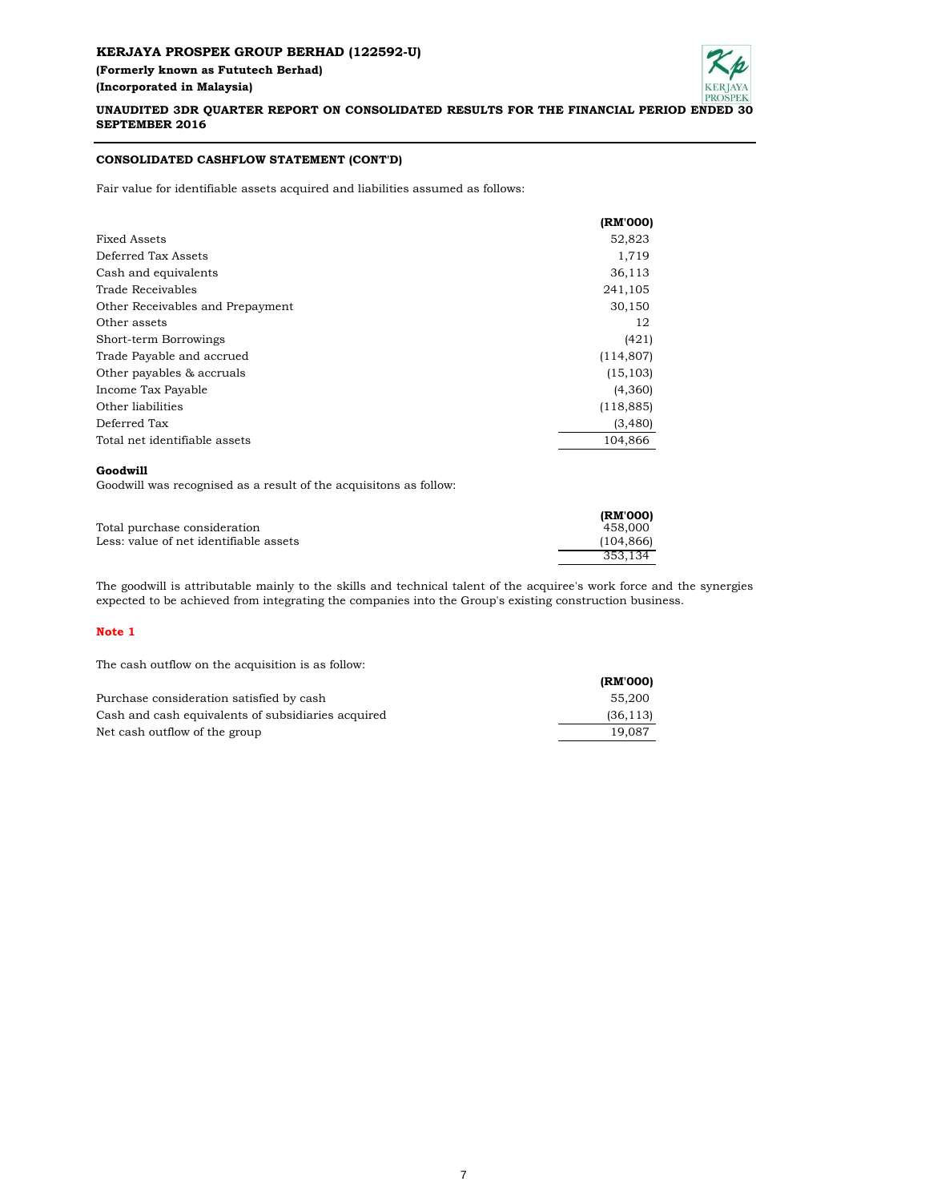## CONSOLIDATED CASHFLOW STATEMENT (CONT'D)

Fair value for identifiable assets acquired and liabilities assumed as follows:

| | (RM'000) |
|---|---|
| Fixed Assets | 52,823 |
| Deferred Tax Assets | 1,719 |
| Cash and equivalents | 36,113 |
| Trade Receivables | 241,105 |
| Other Receivables and Prepayment | 30,150 |
| Other assets | 12 |
| Short-term Borrowings | (421) |
| Trade Payable and accrued | (114,807) |
| Other payables & accruals | (15,103) |
| Income Tax Payable | (4,360) |
| Other liabilities | (118,885) |
| Deferred Tax | (3,480) |
| Total net identifiable assets | 104,866 |

**Goodwill**

Goodwill was recognised as a result of the acquisitons as follow:

| | (RM'000) |
|---|---|
| Total purchase consideration | 458,000 |
| Less: value of net identifiable assets | (104,866) |
| | 353,134 |

The goodwill is attributable mainly to the skills and technical talent of the acquiree's work force and the synergies expected to be achieved from integrating the companies into the Group's existing construction business.

**Note 1**

The cash outflow on the acquisition is as follow:

| | (RM'000) |
|---|---|
| Purchase consideration satisfied by cash | 55,200 |
| Cash and cash equivalents of subsidiaries acquired | (36,113) |
| Net cash outflow of the group | 19,087 |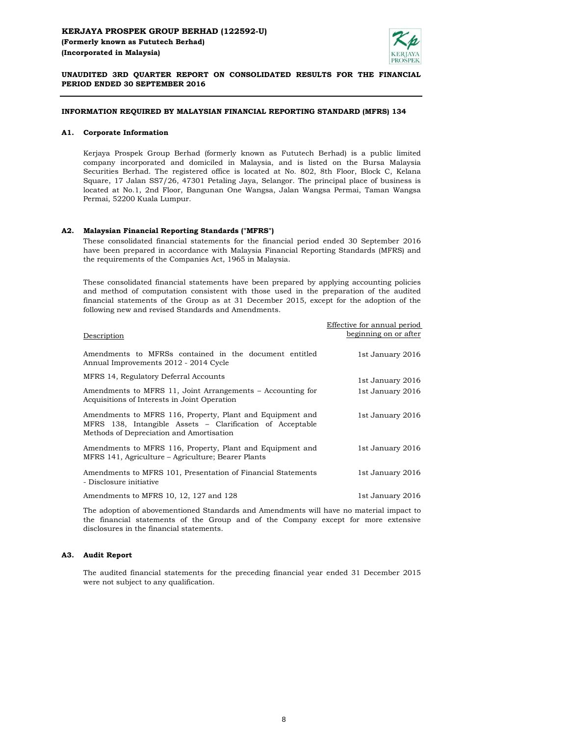**KERJAYA PROSPEK GROUP BERHAD (122592-U)**
**(Formerly known as Fututech Berhad)**
**(Incorporated in Malaysia)**

**UNAUDITED 3RD QUARTER REPORT ON CONSOLIDATED RESULTS FOR THE FINANCIAL PERIOD ENDED 30 SEPTEMBER 2016**

**INFORMATION REQUIRED BY MALAYSIAN FINANCIAL REPORTING STANDARD (MFRS) 134**

**A1. Corporate Information**

Kerjaya Prospek Group Berhad (formerly known as Fututech Berhad) is a public limited company incorporated and domiciled in Malaysia, and is listed on the Bursa Malaysia Securities Berhad. The registered office is located at No. 802, 8th Floor, Block C, Kelana Square, 17 Jalan SS7/26, 47301 Petaling Jaya, Selangor. The principal place of business is located at No.1, 2nd Floor, Bangunan One Wangsa, Jalan Wangsa Permai, Taman Wangsa Permai, 52200 Kuala Lumpur.

**A2. Malaysian Financial Reporting Standards ("MFRS")**

These consolidated financial statements for the financial period ended 30 September 2016 have been prepared in accordance with Malaysia Financial Reporting Standards (MFRS) and the requirements of the Companies Act, 1965 in Malaysia.

These consolidated financial statements have been prepared by applying accounting policies and method of computation consistent with those used in the preparation of the audited financial statements of the Group as at 31 December 2015, except for the adoption of the following new and revised Standards and Amendments.

| Description | Effective for annual period beginning on or after |
|---|---|
| Amendments to MFRSs contained in the document entitled Annual Improvements 2012 - 2014 Cycle | 1st January 2016 |
| MFRS 14, Regulatory Deferral Accounts | 1st January 2016 |
| Amendments to MFRS 11, Joint Arrangements – Accounting for Acquisitions of Interests in Joint Operation | 1st January 2016 |
| Amendments to MFRS 116, Property, Plant and Equipment and MFRS 138, Intangible Assets – Clarification of Acceptable Methods of Depreciation and Amortisation | 1st January 2016 |
| Amendments to MFRS 116, Property, Plant and Equipment and MFRS 141, Agriculture – Agriculture; Bearer Plants | 1st January 2016 |
| Amendments to MFRS 101, Presentation of Financial Statements - Disclosure initiative | 1st January 2016 |
| Amendments to MFRS 10, 12, 127 and 128 | 1st January 2016 |

The adoption of abovementioned Standards and Amendments will have no material impact to the financial statements of the Group and of the Company except for more extensive disclosures in the financial statements.

**A3. Audit Report**

The audited financial statements for the preceding financial year ended 31 December 2015 were not subject to any qualification.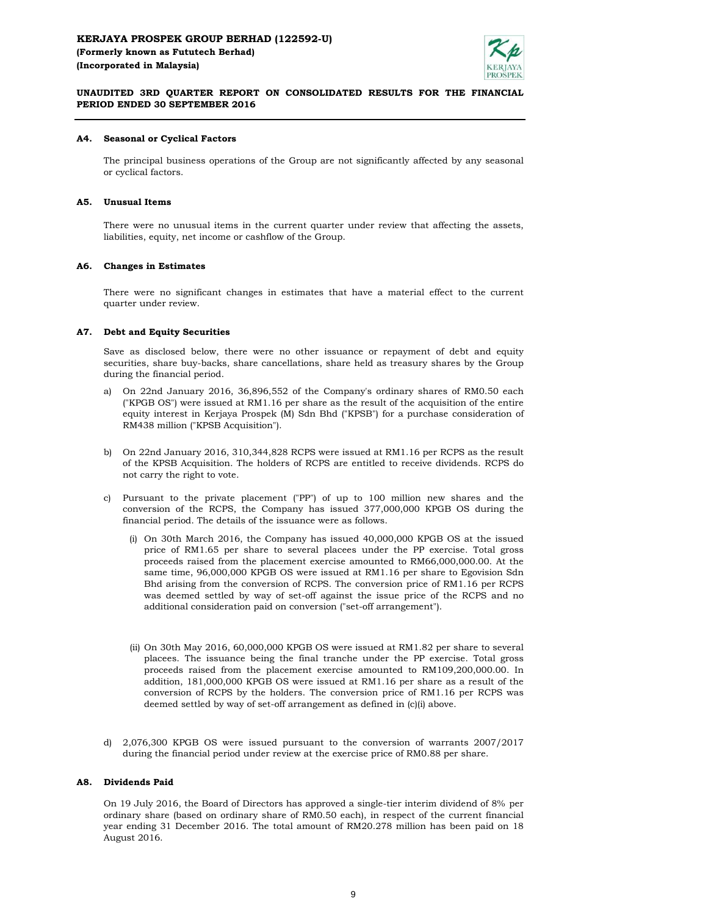### A4. Seasonal or Cyclical Factors

The principal business operations of the Group are not significantly affected by any seasonal or cyclical factors.

### A5. Unusual Items

There were no unusual items in the current quarter under review that affecting the assets, liabilities, equity, net income or cashflow of the Group.

### A6. Changes in Estimates

There were no significant changes in estimates that have a material effect to the current quarter under review.

### A7. Debt and Equity Securities

Save as disclosed below, there were no other issuance or repayment of debt and equity securities, share buy-backs, share cancellations, share held as treasury shares by the Group during the financial period.

a) On 22nd January 2016, 36,896,552 of the Company's ordinary shares of RM0.50 each ("KPGB OS") were issued at RM1.16 per share as the result of the acquisition of the entire equity interest in Kerjaya Prospek (M) Sdn Bhd ("KPSB") for a purchase consideration of RM438 million ("KPSB Acquisition").

b) On 22nd January 2016, 310,344,828 RCPS were issued at RM1.16 per RCPS as the result of the KPSB Acquisition. The holders of RCPS are entitled to receive dividends. RCPS do not carry the right to vote.

c) Pursuant to the private placement ("PP") of up to 100 million new shares and the conversion of the RCPS, the Company has issued 377,000,000 KPGB OS during the financial period. The details of the issuance were as follows.

   (i) On 30th March 2016, the Company has issued 40,000,000 KPGB OS at the issued price of RM1.65 per share to several placees under the PP exercise. Total gross proceeds raised from the placement exercise amounted to RM66,000,000.00. At the same time, 96,000,000 KPGB OS were issued at RM1.16 per share to Egovision Sdn Bhd arising from the conversion of RCPS. The conversion price of RM1.16 per RCPS was deemed settled by way of set-off against the issue price of the RCPS and no additional consideration paid on conversion ("set-off arrangement").

   (ii) On 30th May 2016, 60,000,000 KPGB OS were issued at RM1.82 per share to several placees. The issuance being the final tranche under the PP exercise. Total gross proceeds raised from the placement exercise amounted to RM109,200,000.00. In addition, 181,000,000 KPGB OS were issued at RM1.16 per share as a result of the conversion of RCPS by the holders. The conversion price of RM1.16 per RCPS was deemed settled by way of set-off arrangement as defined in (c)(i) above.

d) 2,076,300 KPGB OS were issued pursuant to the conversion of warrants 2007/2017 during the financial period under review at the exercise price of RM0.88 per share.

### A8. Dividends Paid

On 19 July 2016, the Board of Directors has approved a single-tier interim dividend of 8% per ordinary share (based on ordinary share of RM0.50 each), in respect of the current financial year ending 31 December 2016. The total amount of RM20.278 million has been paid on 18 August 2016.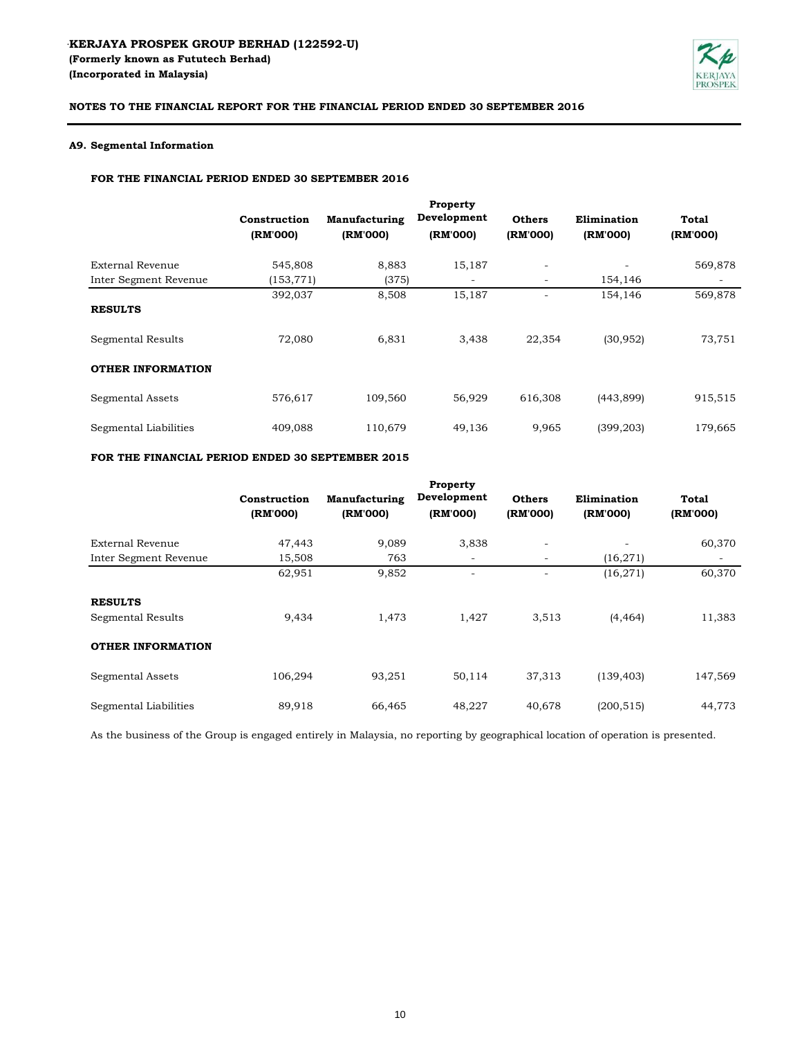**KERJAYA PROSPEK GROUP BERHAD (122592-U)**
**(Formerly known as Fututech Berhad)**
**(Incorporated in Malaysia)**

**NOTES TO THE FINANCIAL REPORT FOR THE FINANCIAL PERIOD ENDED 30 SEPTEMBER 2016**

### A9. Segmental Information

**FOR THE FINANCIAL PERIOD ENDED 30 SEPTEMBER 2016**

| | Construction (RM'000) | Manufacturing (RM'000) | Property Development (RM'000) | Others (RM'000) | Elimination (RM'000) | Total (RM'000) |
|---|---|---|---|---|---|---|
| External Revenue | 545,808 | 8,883 | 15,187 | - | - | 569,878 |
| Inter Segment Revenue | (153,771) | (375) | - | - | 154,146 | - |
| | 392,037 | 8,508 | 15,187 | - | 154,146 | 569,878 |
| **RESULTS** | | | | | | |
| Segmental Results | 72,080 | 6,831 | 3,438 | 22,354 | (30,952) | 73,751 |
| **OTHER INFORMATION** | | | | | | |
| Segmental Assets | 576,617 | 109,560 | 56,929 | 616,308 | (443,899) | 915,515 |
| Segmental Liabilities | 409,088 | 110,679 | 49,136 | 9,965 | (399,203) | 179,665 |

**FOR THE FINANCIAL PERIOD ENDED 30 SEPTEMBER 2015**

| | Construction (RM'000) | Manufacturing (RM'000) | Property Development (RM'000) | Others (RM'000) | Elimination (RM'000) | Total (RM'000) |
|---|---|---|---|---|---|---|
| External Revenue | 47,443 | 9,089 | 3,838 | - | - | 60,370 |
| Inter Segment Revenue | 15,508 | 763 | - | - | (16,271) | - |
| | 62,951 | 9,852 | - | - | (16,271) | 60,370 |
| **RESULTS** | | | | | | |
| Segmental Results | 9,434 | 1,473 | 1,427 | 3,513 | (4,464) | 11,383 |
| **OTHER INFORMATION** | | | | | | |
| Segmental Assets | 106,294 | 93,251 | 50,114 | 37,313 | (139,403) | 147,569 |
| Segmental Liabilities | 89,918 | 66,465 | 48,227 | 40,678 | (200,515) | 44,773 |

As the business of the Group is engaged entirely in Malaysia, no reporting by geographical location of operation is presented.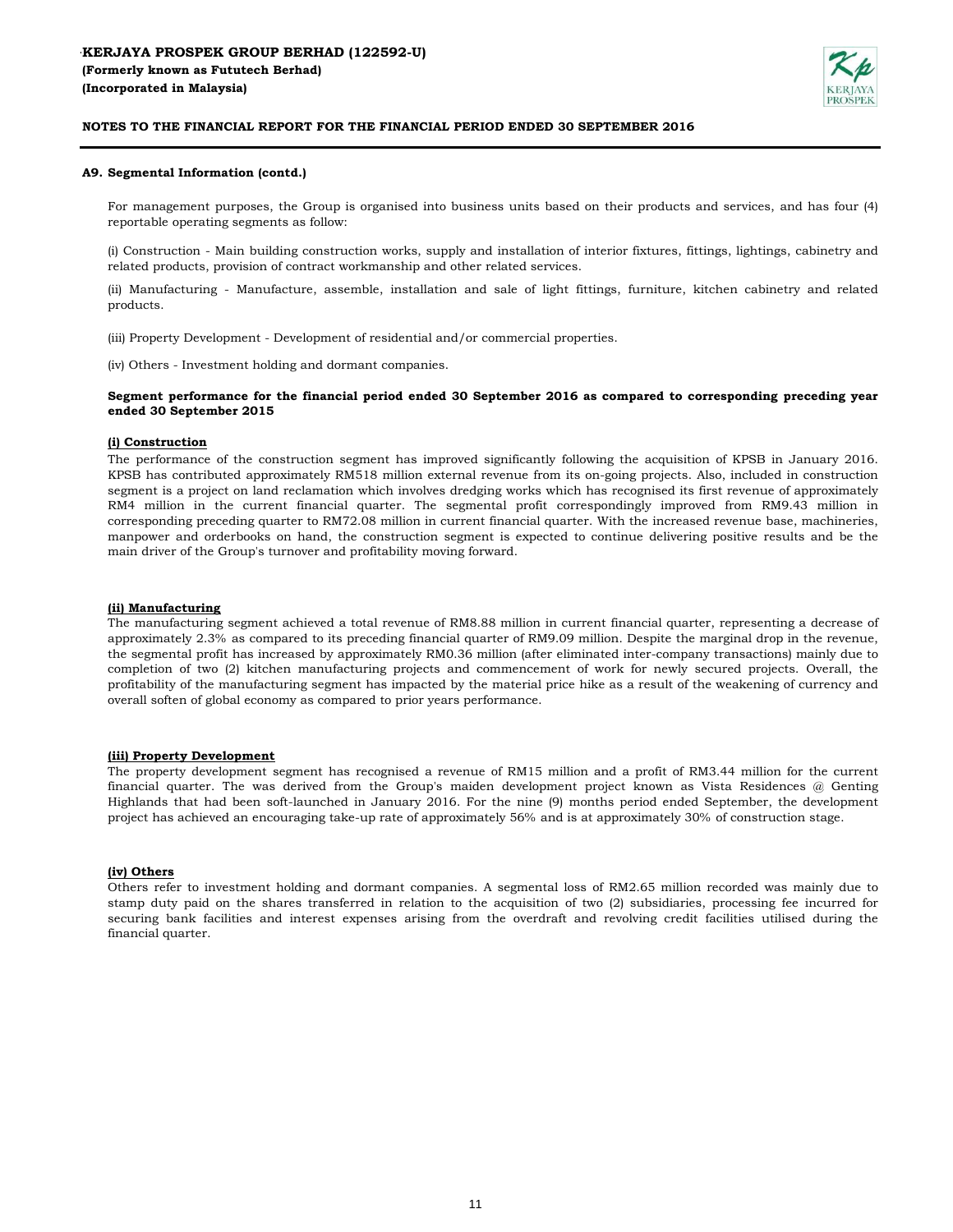**A9. Segmental Information (contd.)**

For management purposes, the Group is organised into business units based on their products and services, and has four (4) reportable operating segments as follow:

(i) Construction - Main building construction works, supply and installation of interior fixtures, fittings, lightings, cabinetry and related products, provision of contract workmanship and other related services.

(ii) Manufacturing - Manufacture, assemble, installation and sale of light fittings, furniture, kitchen cabinetry and related products.

(iii) Property Development - Development of residential and/or commercial properties.

(iv) Others - Investment holding and dormant companies.

**Segment performance for the financial period ended 30 September 2016 as compared to corresponding preceding year ended 30 September 2015**

**(i) Construction**

The performance of the construction segment has improved significantly following the acquisition of KPSB in January 2016. KPSB has contributed approximately RM518 million external revenue from its on-going projects. Also, included in construction segment is a project on land reclamation which involves dredging works which has recognised its first revenue of approximately RM4 million in the current financial quarter. The segmental profit correspondingly improved from RM9.43 million in corresponding preceding quarter to RM72.08 million in current financial quarter. With the increased revenue base, machineries, manpower and orderbooks on hand, the construction segment is expected to continue delivering positive results and be the main driver of the Group's turnover and profitability moving forward.

**(ii) Manufacturing**

The manufacturing segment achieved a total revenue of RM8.88 million in current financial quarter, representing a decrease of approximately 2.3% as compared to its preceding financial quarter of RM9.09 million. Despite the marginal drop in the revenue, the segmental profit has increased by approximately RM0.36 million (after eliminated inter-company transactions) mainly due to completion of two (2) kitchen manufacturing projects and commencement of work for newly secured projects. Overall, the profitability of the manufacturing segment has impacted by the material price hike as a result of the weakening of currency and overall soften of global economy as compared to prior years performance.

**(iii) Property Development**

The property development segment has recognised a revenue of RM15 million and a profit of RM3.44 million for the current financial quarter. The was derived from the Group's maiden development project known as Vista Residences @ Genting Highlands that had been soft-launched in January 2016. For the nine (9) months period ended September, the development project has achieved an encouraging take-up rate of approximately 56% and is at approximately 30% of construction stage.

**(iv) Others**

Others refer to investment holding and dormant companies. A segmental loss of RM2.65 million recorded was mainly due to stamp duty paid on the shares transferred in relation to the acquisition of two (2) subsidiaries, processing fee incurred for securing bank facilities and interest expenses arising from the overdraft and revolving credit facilities utilised during the financial quarter.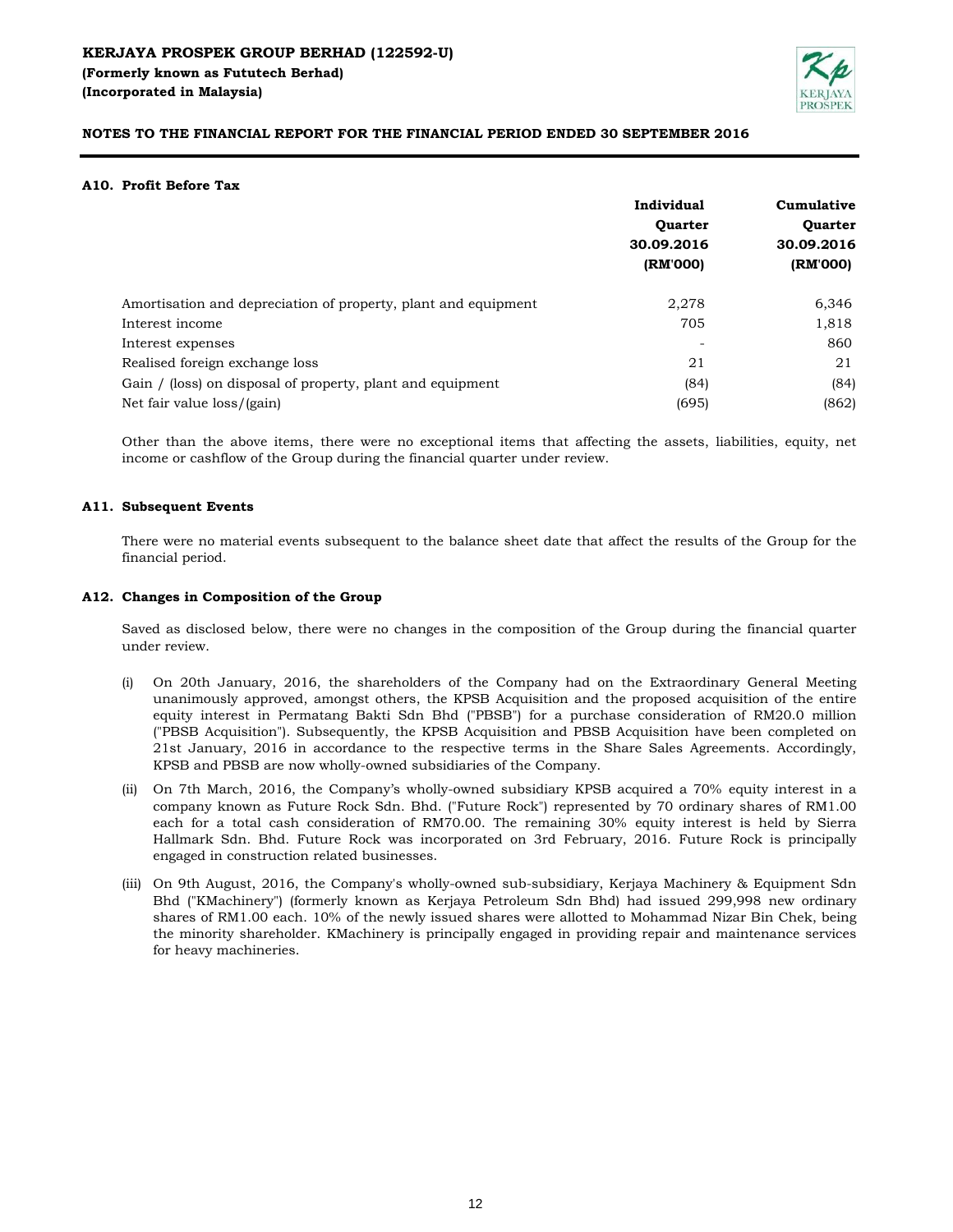### A10. Profit Before Tax

| | Individual Quarter 30.09.2016 (RM'000) | Cumulative Quarter 30.09.2016 (RM'000) |
|---|---|---|
| Amortisation and depreciation of property, plant and equipment | 2,278 | 6,346 |
| Interest income | 705 | 1,818 |
| Interest expenses | - | 860 |
| Realised foreign exchange loss | 21 | 21 |
| Gain / (loss) on disposal of property, plant and equipment | (84) | (84) |
| Net fair value loss/(gain) | (695) | (862) |

Other than the above items, there were no exceptional items that affecting the assets, liabilities, equity, net income or cashflow of the Group during the financial quarter under review.

### A11. Subsequent Events

There were no material events subsequent to the balance sheet date that affect the results of the Group for the financial period.

### A12. Changes in Composition of the Group

Saved as disclosed below, there were no changes in the composition of the Group during the financial quarter under review.

(i) On 20th January, 2016, the shareholders of the Company had on the Extraordinary General Meeting unanimously approved, amongst others, the KPSB Acquisition and the proposed acquisition of the entire equity interest in Permatang Bakti Sdn Bhd ("PBSB") for a purchase consideration of RM20.0 million ("PBSB Acquisition"). Subsequently, the KPSB Acquisition and PBSB Acquisition have been completed on 21st January, 2016 in accordance to the respective terms in the Share Sales Agreements. Accordingly, KPSB and PBSB are now wholly-owned subsidiaries of the Company.

(ii) On 7th March, 2016, the Company's wholly-owned subsidiary KPSB acquired a 70% equity interest in a company known as Future Rock Sdn. Bhd. ("Future Rock") represented by 70 ordinary shares of RM1.00 each for a total cash consideration of RM70.00. The remaining 30% equity interest is held by Sierra Hallmark Sdn. Bhd. Future Rock was incorporated on 3rd February, 2016. Future Rock is principally engaged in construction related businesses.

(iii) On 9th August, 2016, the Company's wholly-owned sub-subsidiary, Kerjaya Machinery & Equipment Sdn Bhd ("KMachinery") (formerly known as Kerjaya Petroleum Sdn Bhd) had issued 299,998 new ordinary shares of RM1.00 each. 10% of the newly issued shares were allotted to Mohammad Nizar Bin Chek, being the minority shareholder. KMachinery is principally engaged in providing repair and maintenance services for heavy machineries.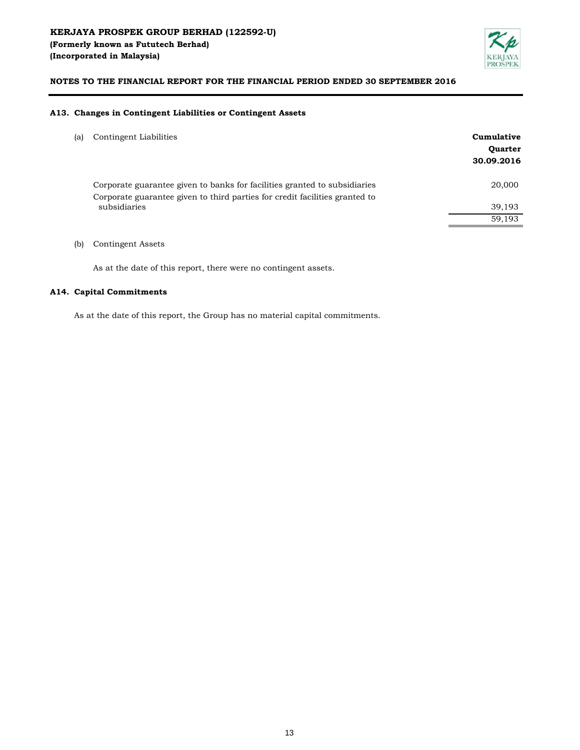**KERJAYA PROSPEK GROUP BERHAD (122592-U)**
**(Formerly known as Fututech Berhad)**
**(Incorporated in Malaysia)**

**NOTES TO THE FINANCIAL REPORT FOR THE FINANCIAL PERIOD ENDED 30 SEPTEMBER 2016**

### A13. Changes in Contingent Liabilities or Contingent Assets

(a) Contingent Liabilities

| | Cumulative Quarter 30.09.2016 |
|---|---|
| Corporate guarantee given to banks for facilities granted to subsidiaries | 20,000 |
| Corporate guarantee given to third parties for credit facilities granted to subsidiaries | 39,193 |
| | 59,193 |

(b) Contingent Assets

As at the date of this report, there were no contingent assets.

### A14. Capital Commitments

As at the date of this report, the Group has no material capital commitments.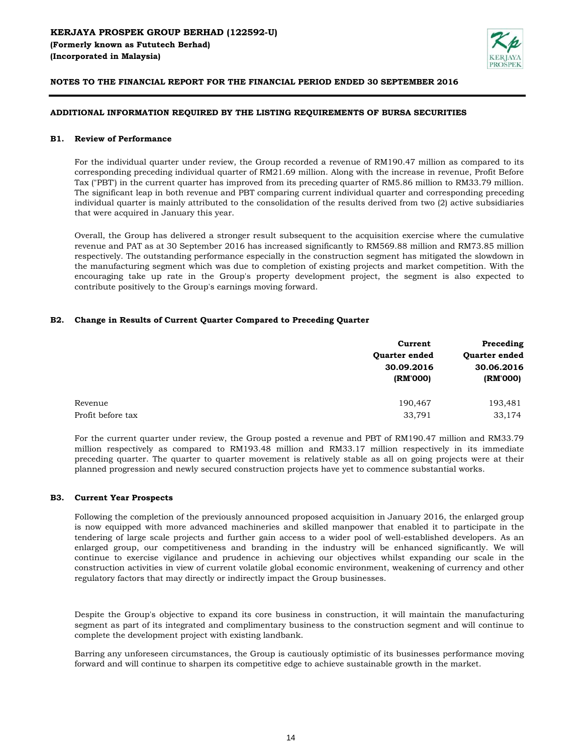**KERJAYA PROSPEK GROUP BERHAD (122592-U)**
**(Formerly known as Fututech Berhad)**
**(Incorporated in Malaysia)**

**NOTES TO THE FINANCIAL REPORT FOR THE FINANCIAL PERIOD ENDED 30 SEPTEMBER 2016**

## ADDITIONAL INFORMATION REQUIRED BY THE LISTING REQUIREMENTS OF BURSA SECURITIES

### B1. Review of Performance

For the individual quarter under review, the Group recorded a revenue of RM190.47 million as compared to its corresponding preceding individual quarter of RM21.69 million. Along with the increase in revenue, Profit Before Tax ("PBT") in the current quarter has improved from its preceding quarter of RM5.86 million to RM33.79 million. The significant leap in both revenue and PBT comparing current individual quarter and corresponding preceding individual quarter is mainly attributed to the consolidation of the results derived from two (2) active subsidiaries that were acquired in January this year.

Overall, the Group has delivered a stronger result subsequent to the acquisition exercise where the cumulative revenue and PAT as at 30 September 2016 has increased significantly to RM569.88 million and RM73.85 million respectively. The outstanding performance especially in the construction segment has mitigated the slowdown in the manufacturing segment which was due to completion of existing projects and market competition. With the encouraging take up rate in the Group's property development project, the segment is also expected to contribute positively to the Group's earnings moving forward.

### B2. Change in Results of Current Quarter Compared to Preceding Quarter

| | Current Quarter ended 30.09.2016 (RM'000) | Preceding Quarter ended 30.06.2016 (RM'000) |
|---|---|---|
| Revenue | 190,467 | 193,481 |
| Profit before tax | 33,791 | 33,174 |

For the current quarter under review, the Group posted a revenue and PBT of RM190.47 million and RM33.79 million respectively as compared to RM193.48 million and RM33.17 million respectively in its immediate preceding quarter. The quarter to quarter movement is relatively stable as all on going projects were at their planned progression and newly secured construction projects have yet to commence substantial works.

### B3. Current Year Prospects

Following the completion of the previously announced proposed acquisition in January 2016, the enlarged group is now equipped with more advanced machineries and skilled manpower that enabled it to participate in the tendering of large scale projects and further gain access to a wider pool of well-established developers. As an enlarged group, our competitiveness and branding in the industry will be enhanced significantly. We will continue to exercise vigilance and prudence in achieving our objectives whilst expanding our scale in the construction activities in view of current volatile global economic environment, weakening of currency and other regulatory factors that may directly or indirectly impact the Group businesses.

Despite the Group's objective to expand its core business in construction, it will maintain the manufacturing segment as part of its integrated and complimentary business to the construction segment and will continue to complete the development project with existing landbank.

Barring any unforeseen circumstances, the Group is cautiously optimistic of its businesses performance moving forward and will continue to sharpen its competitive edge to achieve sustainable growth in the market.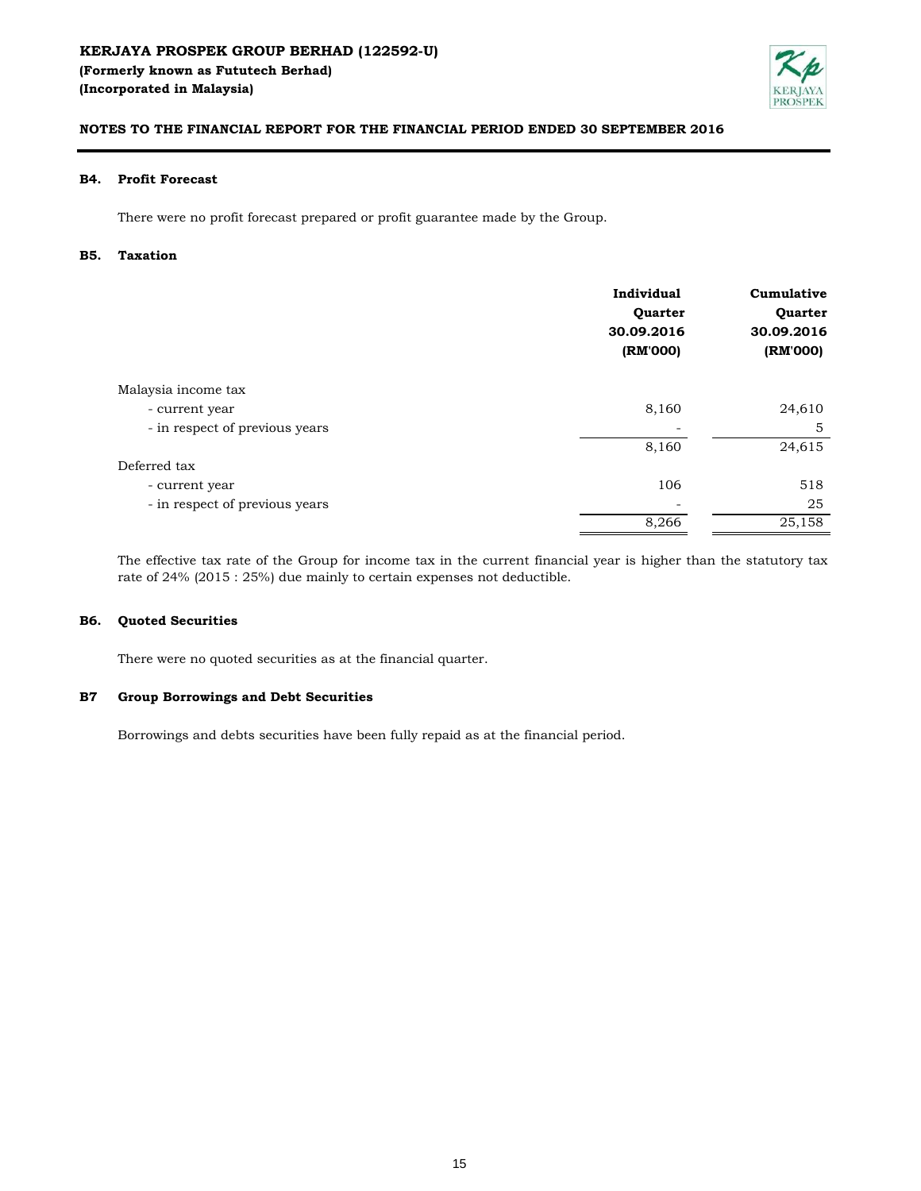**KERJAYA PROSPEK GROUP BERHAD (122592-U)**
**(Formerly known as Fututech Berhad)**
**(Incorporated in Malaysia)**

**NOTES TO THE FINANCIAL REPORT FOR THE FINANCIAL PERIOD ENDED 30 SEPTEMBER 2016**

### B4. Profit Forecast

There were no profit forecast prepared or profit guarantee made by the Group.

### B5. Taxation

| | Individual Quarter 30.09.2016 (RM'000) | Cumulative Quarter 30.09.2016 (RM'000) |
|---|---|---|
| Malaysia income tax | | |
| - current year | 8,160 | 24,610 |
| - in respect of previous years | - | 5 |
| | 8,160 | 24,615 |
| Deferred tax | | |
| - current year | 106 | 518 |
| - in respect of previous years | - | 25 |
| | 8,266 | 25,158 |

The effective tax rate of the Group for income tax in the current financial year is higher than the statutory tax rate of 24% (2015 : 25%) due mainly to certain expenses not deductible.

### B6. Quoted Securities

There were no quoted securities as at the financial quarter.

### B7 Group Borrowings and Debt Securities

Borrowings and debts securities have been fully repaid as at the financial period.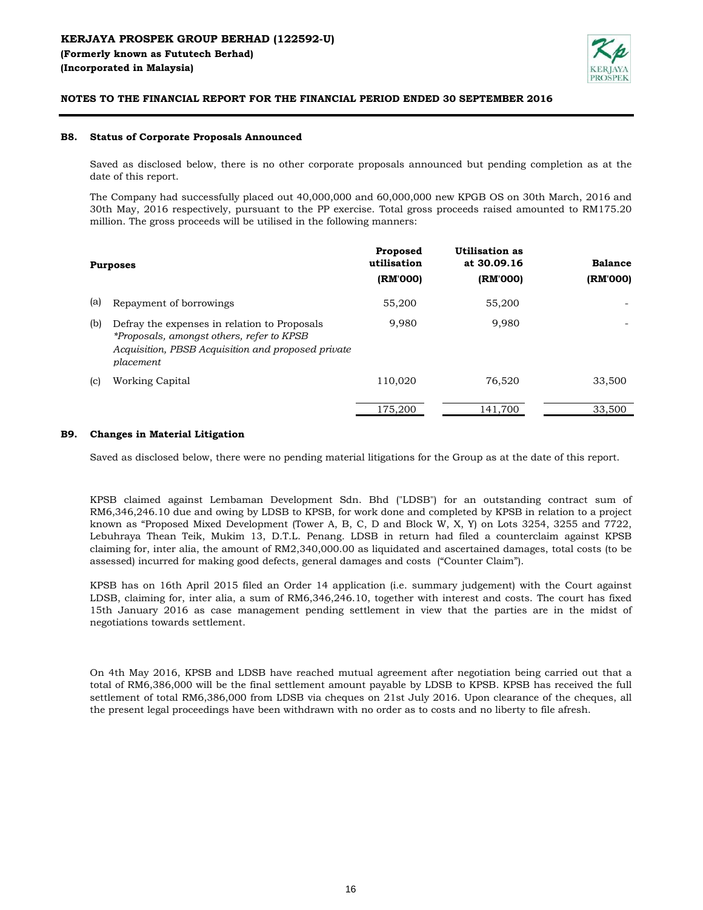### B8. Status of Corporate Proposals Announced

Saved as disclosed below, there is no other corporate proposals announced but pending completion as at the date of this report.

The Company had successfully placed out 40,000,000 and 60,000,000 new KPGB OS on 30th March, 2016 and 30th May, 2016 respectively, pursuant to the PP exercise. Total gross proceeds raised amounted to RM175.20 million. The gross proceeds will be utilised in the following manners:

| | Purposes | Proposed utilisation (RM'000) | Utilisation as at 30.09.16 (RM'000) | Balance (RM'000) |
|---|---|---|---|---|
| (a) | Repayment of borrowings | 55,200 | 55,200 | - |
| (b) | Defray the expenses in relation to Proposals *\*Proposals, amongst others, refer to KPSB Acquisition, PBSB Acquisition and proposed private placement* | 9,980 | 9,980 | - |
| (c) | Working Capital | 110,020 | 76,520 | 33,500 |
| | | 175,200 | 141,700 | 33,500 |

### B9. Changes in Material Litigation

Saved as disclosed below, there were no pending material litigations for the Group as at the date of this report.

KPSB claimed against Lembaman Development Sdn. Bhd ("LDSB") for an outstanding contract sum of RM6,346,246.10 due and owing by LDSB to KPSB, for work done and completed by KPSB in relation to a project known as "Proposed Mixed Development (Tower A, B, C, D and Block W, X, Y) on Lots 3254, 3255 and 7722, Lebuhraya Thean Teik, Mukim 13, D.T.L. Penang. LDSB in return had filed a counterclaim against KPSB claiming for, inter alia, the amount of RM2,340,000.00 as liquidated and ascertained damages, total costs (to be assessed) incurred for making good defects, general damages and costs ("Counter Claim").

KPSB has on 16th April 2015 filed an Order 14 application (i.e. summary judgement) with the Court against LDSB, claiming for, inter alia, a sum of RM6,346,246.10, together with interest and costs. The court has fixed 15th January 2016 as case management pending settlement in view that the parties are in the midst of negotiations towards settlement.

On 4th May 2016, KPSB and LDSB have reached mutual agreement after negotiation being carried out that a total of RM6,386,000 will be the final settlement amount payable by LDSB to KPSB. KPSB has received the full settlement of total RM6,386,000 from LDSB via cheques on 21st July 2016. Upon clearance of the cheques, all the present legal proceedings have been withdrawn with no order as to costs and no liberty to file afresh.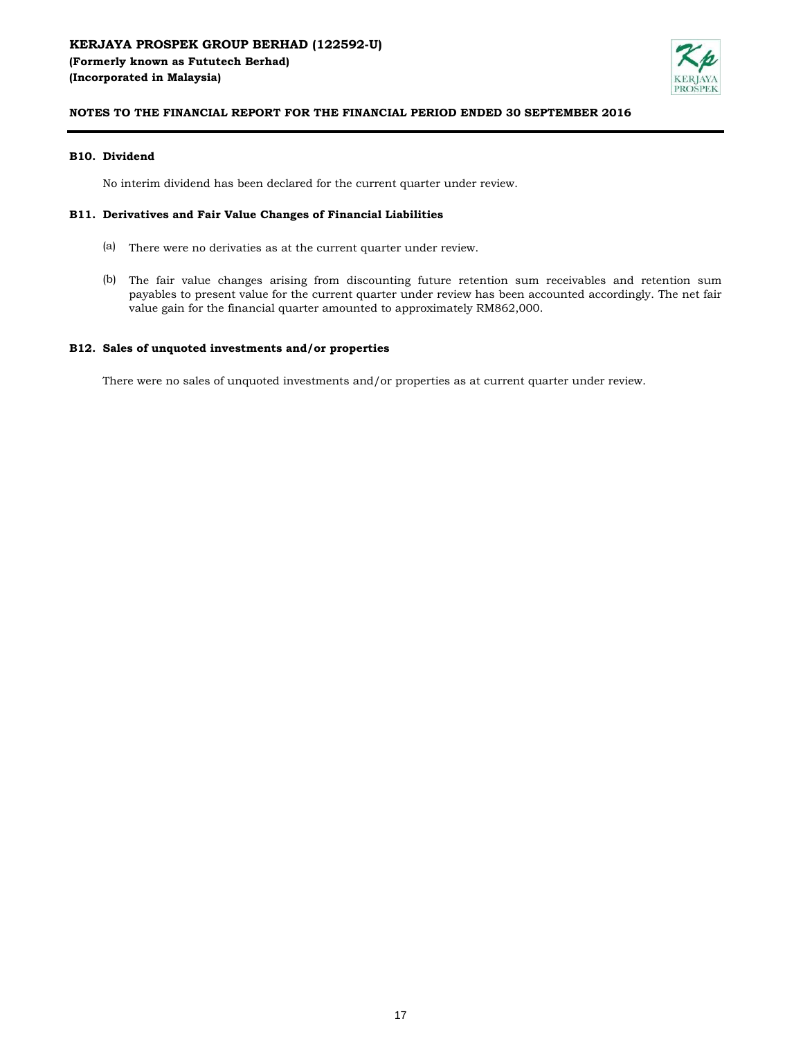## B10. Dividend

No interim dividend has been declared for the current quarter under review.

## B11. Derivatives and Fair Value Changes of Financial Liabilities

(a) There were no derivaties as at the current quarter under review.

(b) The fair value changes arising from discounting future retention sum receivables and retention sum payables to present value for the current quarter under review has been accounted accordingly. The net fair value gain for the financial quarter amounted to approximately RM862,000.

## B12. Sales of unquoted investments and/or properties

There were no sales of unquoted investments and/or properties as at current quarter under review.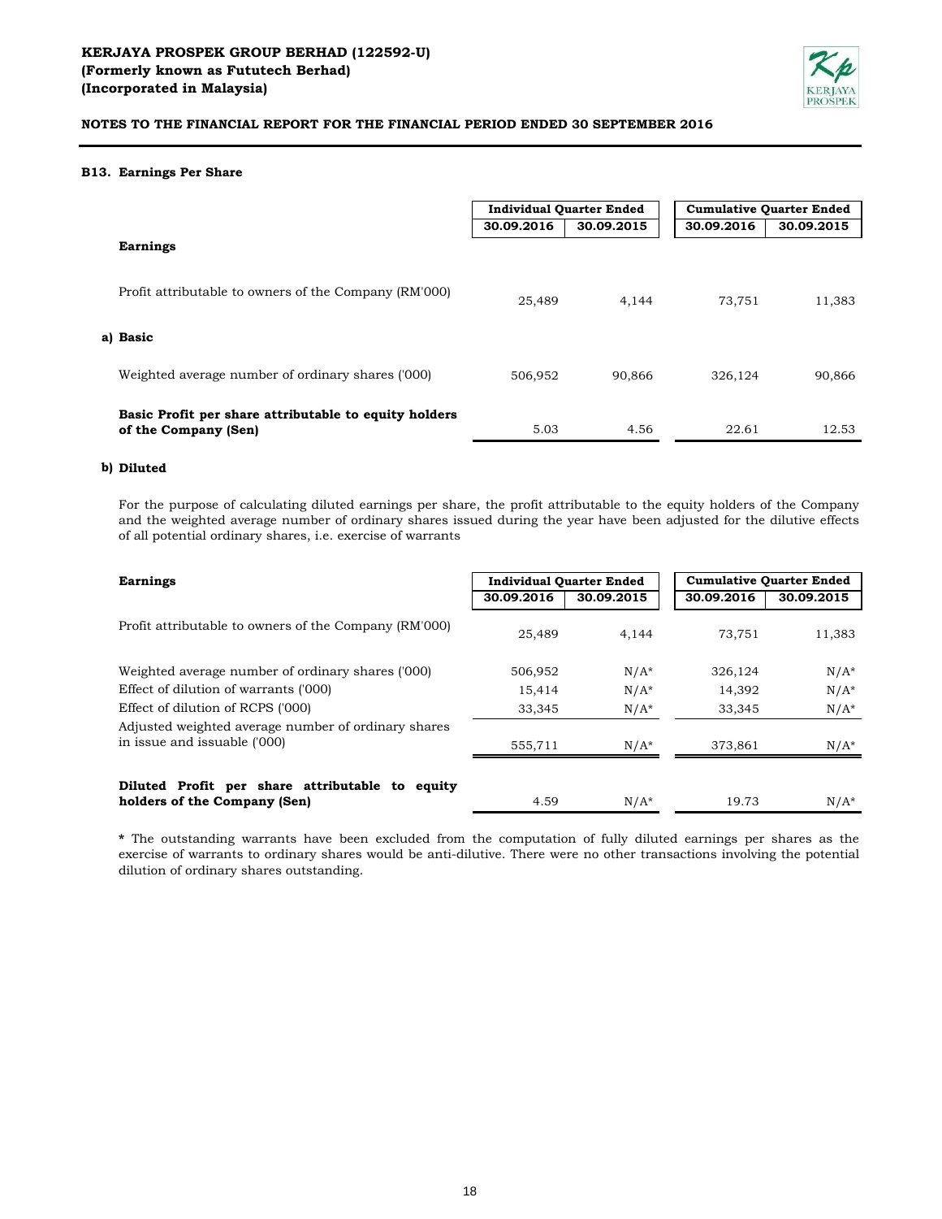### B13. Earnings Per Share

| | Individual Quarter Ended | | Cumulative Quarter Ended | |
|---|---|---|---|---|
| | 30.09.2016 | 30.09.2015 | 30.09.2016 | 30.09.2015 |
| **Earnings** | | | | |
| Profit attributable to owners of the Company (RM'000) | 25,489 | 4,144 | 73,751 | 11,383 |
| **a) Basic** | | | | |
| Weighted average number of ordinary shares ('000) | 506,952 | 90,866 | 326,124 | 90,866 |
| **Basic Profit per share attributable to equity holders of the Company (Sen)** | 5.03 | 4.56 | 22.61 | 12.53 |

**b) Diluted**

For the purpose of calculating diluted earnings per share, the profit attributable to the equity holders of the Company and the weighted average number of ordinary shares issued during the year have been adjusted for the dilutive effects of all potential ordinary shares, i.e. exercise of warrants

| **Earnings** | Individual Quarter Ended | | Cumulative Quarter Ended | |
|---|---|---|---|---|
| | 30.09.2016 | 30.09.2015 | 30.09.2016 | 30.09.2015 |
| Profit attributable to owners of the Company (RM'000) | 25,489 | 4,144 | 73,751 | 11,383 |
| Weighted average number of ordinary shares ('000) | 506,952 | N/A* | 326,124 | N/A* |
| Effect of dilution of warrants ('000) | 15,414 | N/A* | 14,392 | N/A* |
| Effect of dilution of RCPS ('000) | 33,345 | N/A* | 33,345 | N/A* |
| Adjusted weighted average number of ordinary shares in issue and issuable ('000) | 555,711 | N/A* | 373,861 | N/A* |
| **Diluted Profit per share attributable to equity holders of the Company (Sen)** | 4.59 | N/A* | 19.73 | N/A* |

**\*** The outstanding warrants have been excluded from the computation of fully diluted earnings per shares as the exercise of warrants to ordinary shares would be anti-dilutive. There were no other transactions involving the potential dilution of ordinary shares outstanding.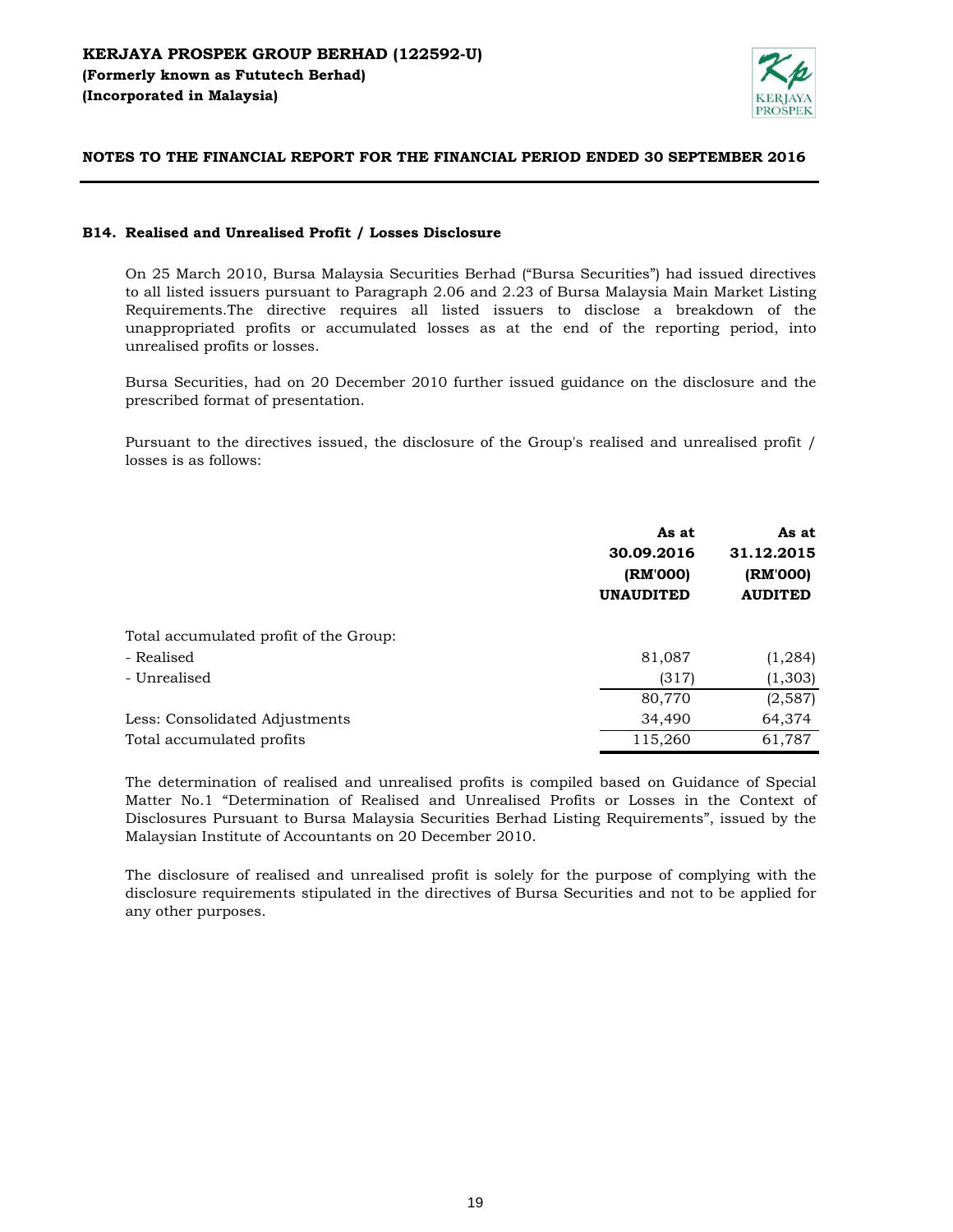**KERJAYA PROSPEK GROUP BERHAD (122592-U)**
**(Formerly known as Fututech Berhad)**
**(Incorporated in Malaysia)**

**NOTES TO THE FINANCIAL REPORT FOR THE FINANCIAL PERIOD ENDED 30 SEPTEMBER 2016**

**B14. Realised and Unrealised Profit / Losses Disclosure**

On 25 March 2010, Bursa Malaysia Securities Berhad ("Bursa Securities") had issued directives to all listed issuers pursuant to Paragraph 2.06 and 2.23 of Bursa Malaysia Main Market Listing Requirements.The directive requires all listed issuers to disclose a breakdown of the unappropriated profits or accumulated losses as at the end of the reporting period, into unrealised profits or losses.

Bursa Securities, had on 20 December 2010 further issued guidance on the disclosure and the prescribed format of presentation.

Pursuant to the directives issued, the disclosure of the Group's realised and unrealised profit / losses is as follows:

| | As at 30.09.2016 (RM'000) UNAUDITED | As at 31.12.2015 (RM'000) AUDITED |
|---|---|---|
| Total accumulated profit of the Group: | | |
| - Realised | 81,087 | (1,284) |
| - Unrealised | (317) | (1,303) |
| | 80,770 | (2,587) |
| Less: Consolidated Adjustments | 34,490 | 64,374 |
| Total accumulated profits | 115,260 | 61,787 |

The determination of realised and unrealised profits is compiled based on Guidance of Special Matter No.1 "Determination of Realised and Unrealised Profits or Losses in the Context of Disclosures Pursuant to Bursa Malaysia Securities Berhad Listing Requirements", issued by the Malaysian Institute of Accountants on 20 December 2010.

The disclosure of realised and unrealised profit is solely for the purpose of complying with the disclosure requirements stipulated in the directives of Bursa Securities and not to be applied for any other purposes.